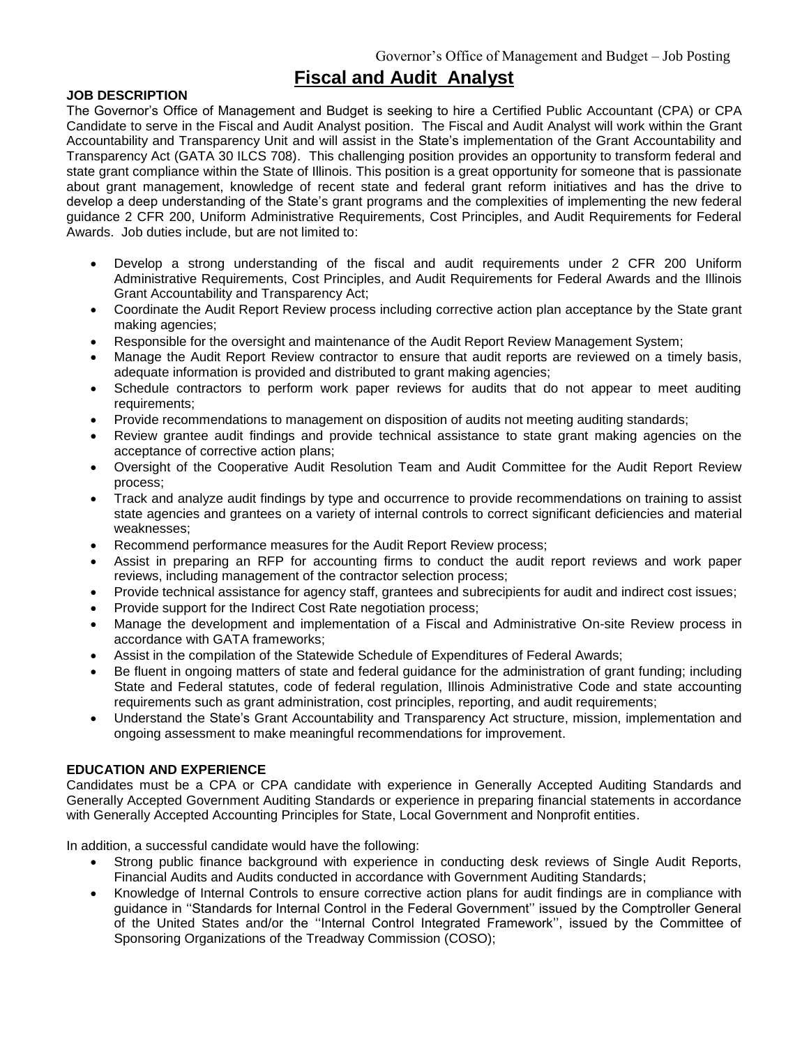# Fiscal and Audit Analyst

**JOB DESCRIPTION**

The Governor's Office of Management and Budget is seeking to hire a Certified Public Accountant (CPA) or CPA Candidate to serve in the Fiscal and Audit Analyst position. The Fiscal and Audit Analyst will work within the Grant Accountability and Transparency Unit and will assist in the State's implementation of the Grant Accountability and Transparency Act (GATA 30 ILCS 708). This challenging position provides an opportunity to transform federal and state grant compliance within the State of Illinois. This position is a great opportunity for someone that is passionate about grant management, knowledge of recent state and federal grant reform initiatives and has the drive to develop a deep understanding of the State's grant programs and the complexities of implementing the new federal guidance 2 CFR 200, Uniform Administrative Requirements, Cost Principles, and Audit Requirements for Federal Awards. Job duties include, but are not limited to:

- Develop a strong understanding of the fiscal and audit requirements under 2 CFR 200 Uniform Administrative Requirements, Cost Principles, and Audit Requirements for Federal Awards and the Illinois Grant Accountability and Transparency Act;
- Coordinate the Audit Report Review process including corrective action plan acceptance by the State grant making agencies;
- Responsible for the oversight and maintenance of the Audit Report Review Management System;
- Manage the Audit Report Review contractor to ensure that audit reports are reviewed on a timely basis, adequate information is provided and distributed to grant making agencies;
- Schedule contractors to perform work paper reviews for audits that do not appear to meet auditing requirements;
- Provide recommendations to management on disposition of audits not meeting auditing standards;
- Review grantee audit findings and provide technical assistance to state grant making agencies on the acceptance of corrective action plans;
- Oversight of the Cooperative Audit Resolution Team and Audit Committee for the Audit Report Review process;
- Track and analyze audit findings by type and occurrence to provide recommendations on training to assist state agencies and grantees on a variety of internal controls to correct significant deficiencies and material weaknesses;
- Recommend performance measures for the Audit Report Review process;
- Assist in preparing an RFP for accounting firms to conduct the audit report reviews and work paper reviews, including management of the contractor selection process;
- Provide technical assistance for agency staff, grantees and subrecipients for audit and indirect cost issues;
- Provide support for the Indirect Cost Rate negotiation process;
- Manage the development and implementation of a Fiscal and Administrative On-site Review process in accordance with GATA frameworks;
- Assist in the compilation of the Statewide Schedule of Expenditures of Federal Awards;
- Be fluent in ongoing matters of state and federal guidance for the administration of grant funding; including State and Federal statutes, code of federal regulation, Illinois Administrative Code and state accounting requirements such as grant administration, cost principles, reporting, and audit requirements;
- Understand the State's Grant Accountability and Transparency Act structure, mission, implementation and ongoing assessment to make meaningful recommendations for improvement.

**EDUCATION AND EXPERIENCE**

Candidates must be a CPA or CPA candidate with experience in Generally Accepted Auditing Standards and Generally Accepted Government Auditing Standards or experience in preparing financial statements in accordance with Generally Accepted Accounting Principles for State, Local Government and Nonprofit entities.

In addition, a successful candidate would have the following:

- Strong public finance background with experience in conducting desk reviews of Single Audit Reports, Financial Audits and Audits conducted in accordance with Government Auditing Standards;
- Knowledge of Internal Controls to ensure corrective action plans for audit findings are in compliance with guidance in ''Standards for Internal Control in the Federal Government'' issued by the Comptroller General of the United States and/or the ''Internal Control Integrated Framework'', issued by the Committee of Sponsoring Organizations of the Treadway Commission (COSO);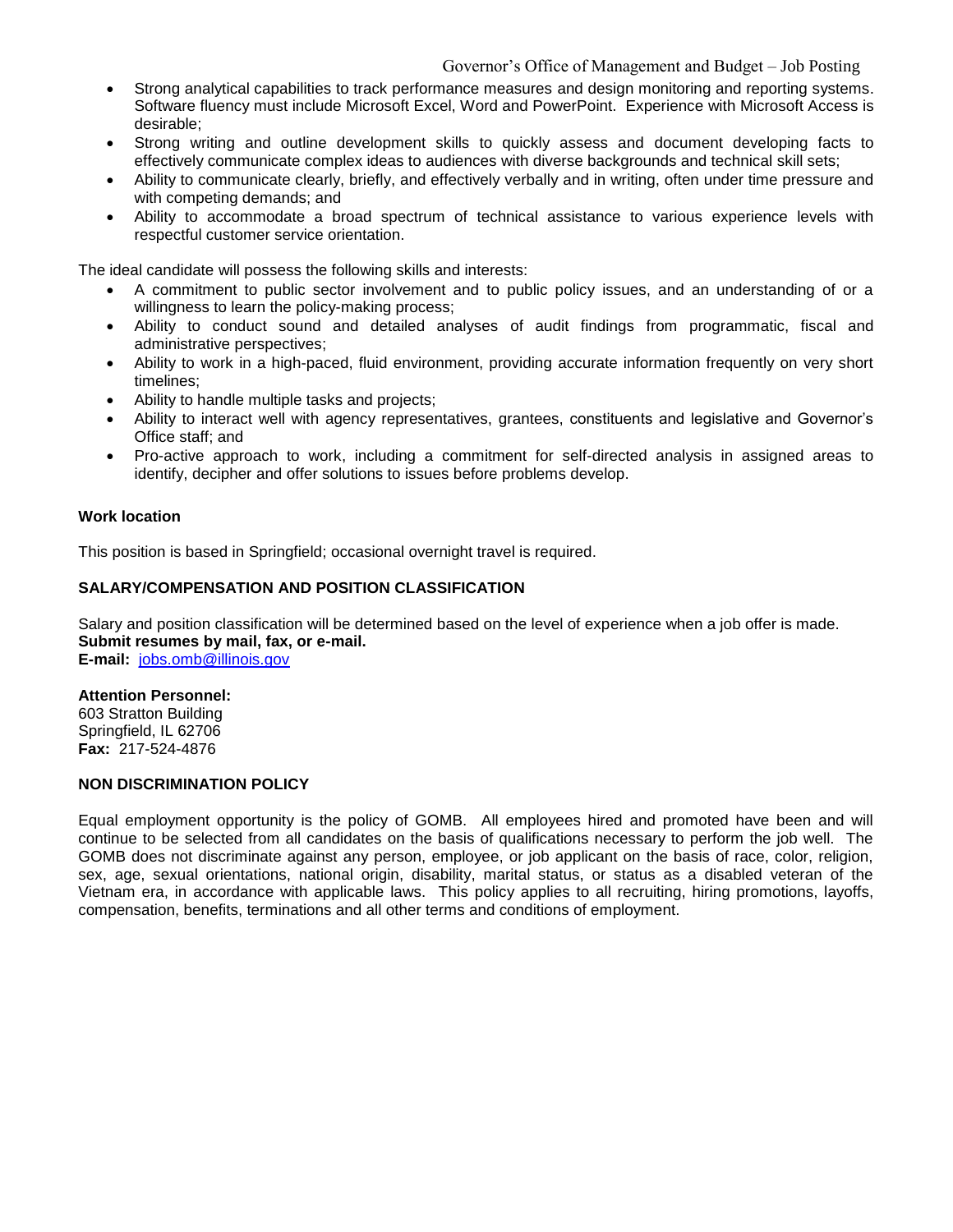- Strong analytical capabilities to track performance measures and design monitoring and reporting systems. Software fluency must include Microsoft Excel, Word and PowerPoint. Experience with Microsoft Access is desirable;
- Strong writing and outline development skills to quickly assess and document developing facts to effectively communicate complex ideas to audiences with diverse backgrounds and technical skill sets;
- Ability to communicate clearly, briefly, and effectively verbally and in writing, often under time pressure and with competing demands; and
- Ability to accommodate a broad spectrum of technical assistance to various experience levels with respectful customer service orientation.

The ideal candidate will possess the following skills and interests:

- A commitment to public sector involvement and to public policy issues, and an understanding of or a willingness to learn the policy-making process;
- Ability to conduct sound and detailed analyses of audit findings from programmatic, fiscal and administrative perspectives;
- Ability to work in a high-paced, fluid environment, providing accurate information frequently on very short timelines;
- Ability to handle multiple tasks and projects;
- Ability to interact well with agency representatives, grantees, constituents and legislative and Governor's Office staff; and
- Pro-active approach to work, including a commitment for self-directed analysis in assigned areas to identify, decipher and offer solutions to issues before problems develop.

**Work location**

This position is based in Springfield; occasional overnight travel is required.

**SALARY/COMPENSATION AND POSITION CLASSIFICATION**

Salary and position classification will be determined based on the level of experience when a job offer is made.
**Submit resumes by mail, fax, or e-mail.**
**E-mail:** jobs.omb@illinois.gov

**Attention Personnel:**
603 Stratton Building
Springfield, IL 62706
**Fax:** 217-524-4876

**NON DISCRIMINATION POLICY**

Equal employment opportunity is the policy of GOMB. All employees hired and promoted have been and will continue to be selected from all candidates on the basis of qualifications necessary to perform the job well. The GOMB does not discriminate against any person, employee, or job applicant on the basis of race, color, religion, sex, age, sexual orientations, national origin, disability, marital status, or status as a disabled veteran of the Vietnam era, in accordance with applicable laws. This policy applies to all recruiting, hiring promotions, layoffs, compensation, benefits, terminations and all other terms and conditions of employment.